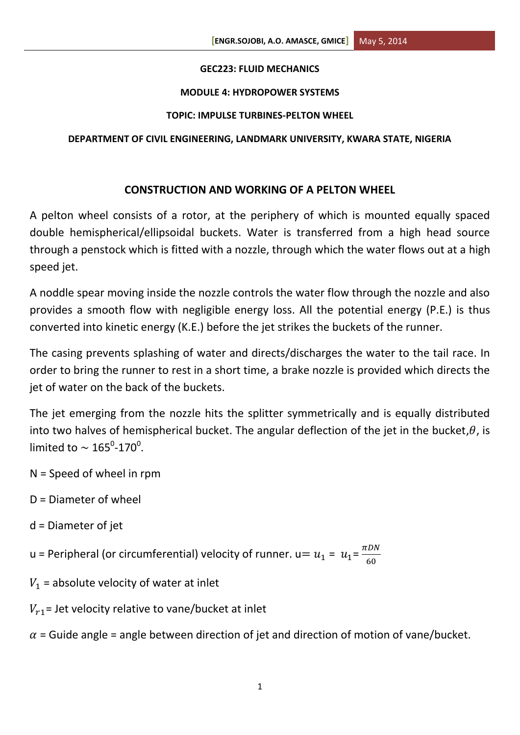**GEC223: FLUID MECHANICS**

**MODULE 4: HYDROPOWER SYSTEMS**

**TOPIC: IMPULSE TURBINES-PELTON WHEEL**

**DEPARTMENT OF CIVIL ENGINEERING, LANDMARK UNIVERSITY, KWARA STATE, NIGERIA**

## CONSTRUCTION AND WORKING OF A PELTON WHEEL

A pelton wheel consists of a rotor, at the periphery of which is mounted equally spaced double hemispherical/ellipsoidal buckets. Water is transferred from a high head source through a penstock which is fitted with a nozzle, through which the water flows out at a high speed jet.

A noddle spear moving inside the nozzle controls the water flow through the nozzle and also provides a smooth flow with negligible energy loss. All the potential energy (P.E.) is thus converted into kinetic energy (K.E.) before the jet strikes the buckets of the runner.

The casing prevents splashing of water and directs/discharges the water to the tail race. In order to bring the runner to rest in a short time, a brake nozzle is provided which directs the jet of water on the back of the buckets.

The jet emerging from the nozzle hits the splitter symmetrically and is equally distributed into two halves of hemispherical bucket. The angular deflection of the jet in the bucket, $\theta$, is limited to $\sim 165^0$-$170^0$.

N = Speed of wheel in rpm

D = Diameter of wheel

d = Diameter of jet

u = Peripheral (or circumferential) velocity of runner. u$= u_1 = u_1 = \frac{\pi DN}{60}$

$V_1$ = absolute velocity of water at inlet

$V_{r1}$= Jet velocity relative to vane/bucket at inlet

$\alpha$ = Guide angle = angle between direction of jet and direction of motion of vane/bucket.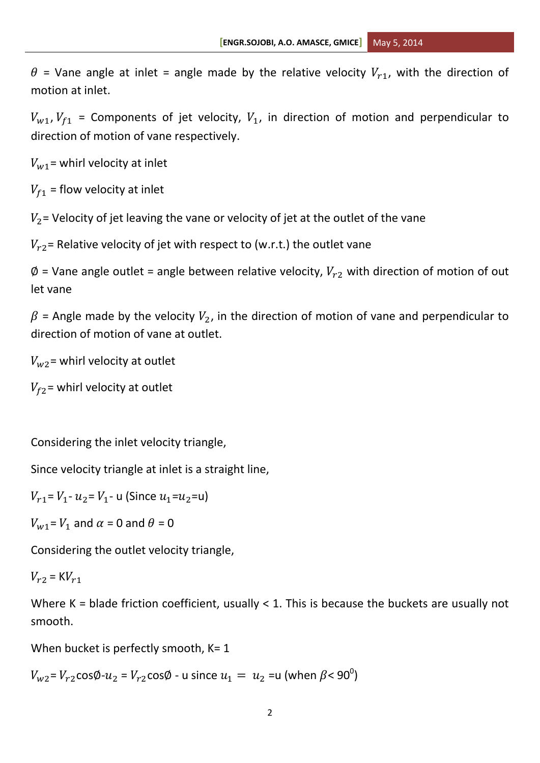$\theta$ = Vane angle at inlet = angle made by the relative velocity $V_{r1}$, with the direction of motion at inlet.

$V_{w1}, V_{f1}$ = Components of jet velocity, $V_1$, in direction of motion and perpendicular to direction of motion of vane respectively.

$V_{w1}$ = whirl velocity at inlet

$V_{f1}$ = flow velocity at inlet

$V_2$ = Velocity of jet leaving the vane or velocity of jet at the outlet of the vane

$V_{r2}$ = Relative velocity of jet with respect to (w.r.t.) the outlet vane

$\emptyset$ = Vane angle outlet = angle between relative velocity, $V_{r2}$ with direction of motion of out let vane

$\beta$ = Angle made by the velocity $V_2$, in the direction of motion of vane and perpendicular to direction of motion of vane at outlet.

$V_{w2}$ = whirl velocity at outlet

$V_{f2}$ = whirl velocity at outlet

Considering the inlet velocity triangle,

Since velocity triangle at inlet is a straight line,

$V_{r1} = V_1 - u_2 = V_1 - u$ (Since $u_1 = u_2 = u$)

$V_{w1} = V_1$ and $\alpha = 0$ and $\theta = 0$

Considering the outlet velocity triangle,

$V_{r2} = KV_{r1}$

Where K = blade friction coefficient, usually < 1. This is because the buckets are usually not smooth.

When bucket is perfectly smooth, K= 1

$V_{w2} = V_{r2}\cos\emptyset - u_2 = V_{r2}\cos\emptyset - u$ since $u_1 = u_2 = u$ (when $\beta < 90^0$)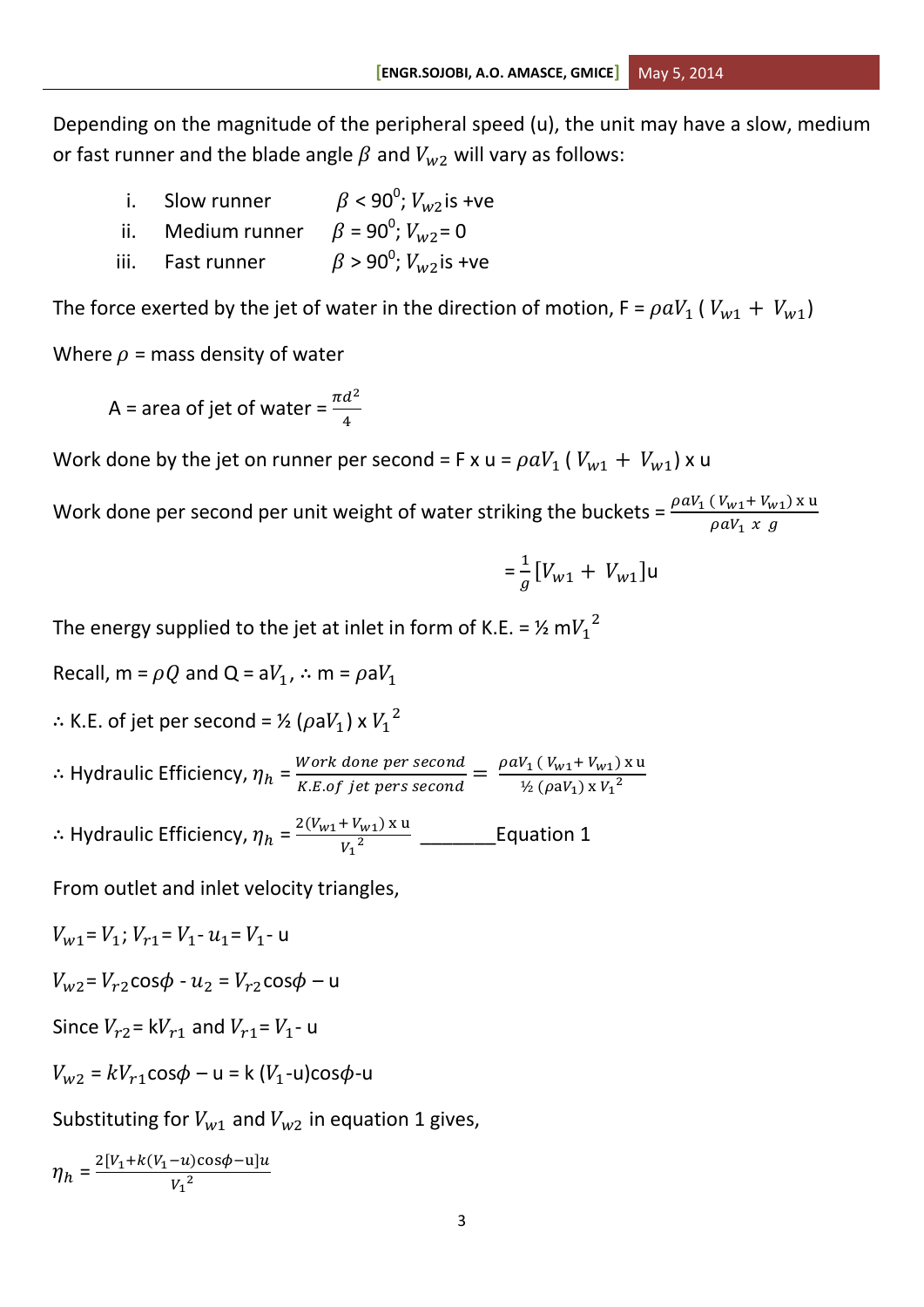Depending on the magnitude of the peripheral speed (u), the unit may have a slow, medium or fast runner and the blade angle $\beta$ and $V_{w2}$ will vary as follows:

i. Slow runner $\beta < 90^0$; $V_{w2}$ is +ve

ii. Medium runner $\beta = 90^0$; $V_{w2} = 0$

iii. Fast runner $\beta > 90^0$; $V_{w2}$ is +ve

The force exerted by the jet of water in the direction of motion, F = $\rho a V_1 \,( V_{w1} + V_{w1})$

Where $\rho$ = mass density of water

A = area of jet of water = $\frac{\pi d^2}{4}$

Work done by the jet on runner per second = F x u = $\rho a V_1 \,( V_{w1} + V_{w1})$ x u

Work done per second per unit weight of water striking the buckets = $\frac{\rho a V_1 \,( V_{w1} + V_{w1}) \text{ x u}}{\rho a V_1 \text{ x } g}$

$$= \frac{1}{g}[V_{w1} + V_{w1}]\text{u}$$

The energy supplied to the jet at inlet in form of K.E. = ½ m${V_1}^2$

Recall, m = $\rho Q$ and Q = a$V_1$, ∴ m = $\rho$a$V_1$

∴ K.E. of jet per second = ½ ($\rho$a$V_1$) x ${V_1}^2$

∴ Hydraulic Efficiency, $\eta_h = \frac{\textit{Work done per second}}{\textit{K.E.of jet pers second}} = \frac{\rho a V_1 \,( V_{w1} + V_{w1}) \text{ x u}}{½ \,(\rho a V_1) \text{ x } {V_1}^2}$

∴ Hydraulic Efficiency, $\eta_h = \frac{2(V_{w1} + V_{w1}) \text{ x u}}{{V_1}^2}$ _______Equation 1

From outlet and inlet velocity triangles,

$V_{w1} = V_1$; $V_{r1} = V_1 - u_1 = V_1 - \text{u}$

$V_{w2} = V_{r2}\cos\phi - u_2 = V_{r2}\cos\phi - \text{u}$

Since $V_{r2} = \text{k}V_{r1}$ and $V_{r1} = V_1 - \text{u}$

$V_{w2} = kV_{r1}\cos\phi - \text{u} = \text{k}\,(V_1 - \text{u})\cos\phi - \text{u}$

Substituting for $V_{w1}$ and $V_{w2}$ in equation 1 gives,

$$\eta_h = \frac{2[V_1 + k(V_1 - u)\cos\phi - \text{u}]u}{{V_1}^2}$$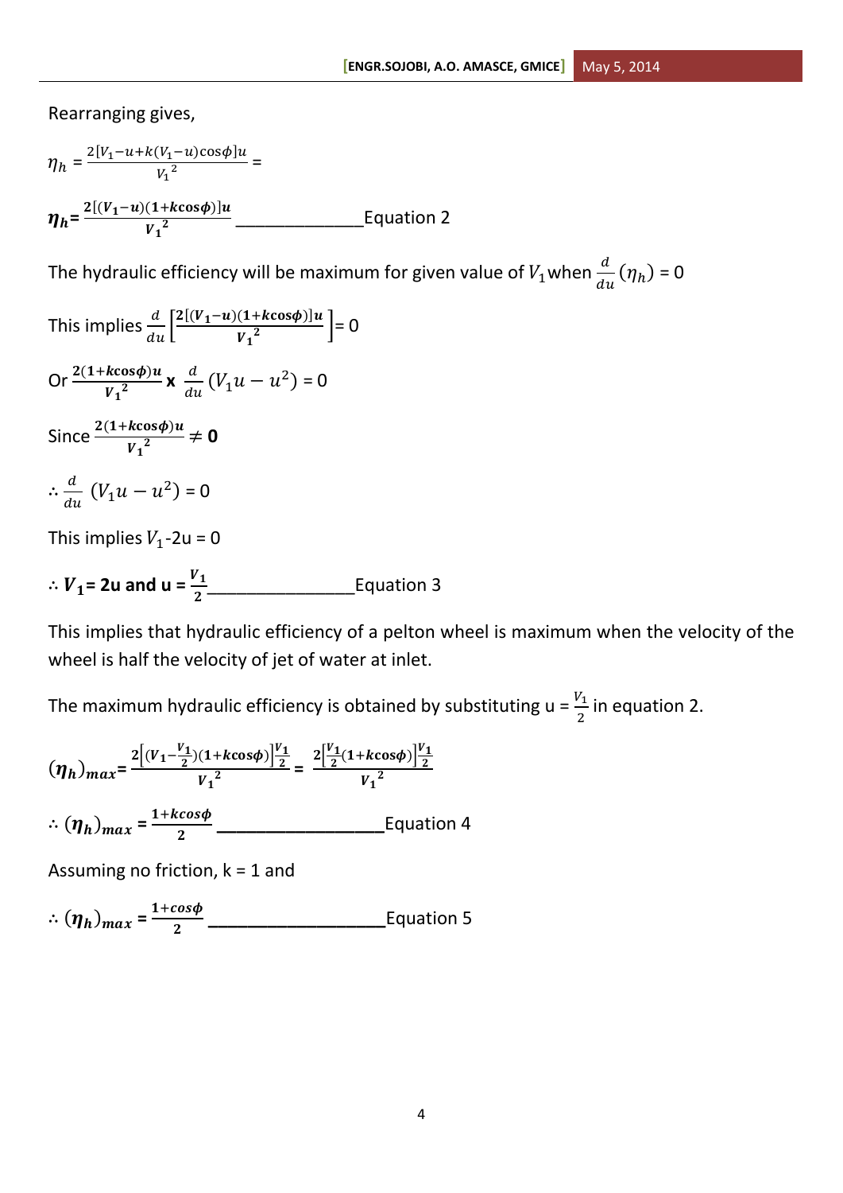Rearranging gives,

$$\eta_h = \frac{2[V_1 - u + k(V_1 - u)\cos\phi]u}{{V_1}^2} =$$

$$\boldsymbol{\eta_h} = \frac{2[(V_1 - u)(1 + k\cos\phi)]u}{{V_1}^2} \text{ \_\_\_\_\_\_\_\_\_\_\_\_\_\_\_Equation 2}$$

The hydraulic efficiency will be maximum for given value of $V_1$ when $\frac{d}{du}(\eta_h) = 0$

This implies $\frac{d}{du}\left[\frac{2[(V_1 - u)(1 + k\cos\phi)]u}{{V_1}^2}\right] = 0$

Or $\frac{2(1 + k\cos\phi)u}{{V_1}^2} \times \frac{d}{du}(V_1 u - u^2) = 0$

Since $\frac{2(1 + k\cos\phi)u}{{V_1}^2} \neq \mathbf{0}$

$\therefore \frac{d}{du}(V_1 u - u^2) = 0$

This implies $V_1 - 2u = 0$

$\therefore \boldsymbol{V_1 = 2u}$ **and** $\boldsymbol{u = \frac{V_1}{2}}$ \_\_\_\_\_\_\_\_\_\_\_\_\_\_\_\_Equation 3

This implies that hydraulic efficiency of a pelton wheel is maximum when the velocity of the wheel is half the velocity of jet of water at inlet.

The maximum hydraulic efficiency is obtained by substituting $u = \frac{V_1}{2}$ in equation 2.

$$(\boldsymbol{\eta_h})_{max} = \frac{2\left[(V_1 - \frac{V_1}{2})(1 + k\cos\phi)\right]\frac{V_1}{2}}{{V_1}^2} = \frac{2\left[\frac{V_1}{2}(1 + k\cos\phi)\right]\frac{V_1}{2}}{{V_1}^2}$$

$\therefore (\boldsymbol{\eta_h})_{max} = \frac{1 + k\cos\phi}{2}$ \_\_\_\_\_\_\_\_\_\_\_\_\_\_\_\_\_\_Equation 4

Assuming no friction, k = 1 and

$\therefore (\boldsymbol{\eta_h})_{max} = \frac{1 + \cos\phi}{2}$ \_\_\_\_\_\_\_\_\_\_\_\_\_\_\_\_\_\_\_Equation 5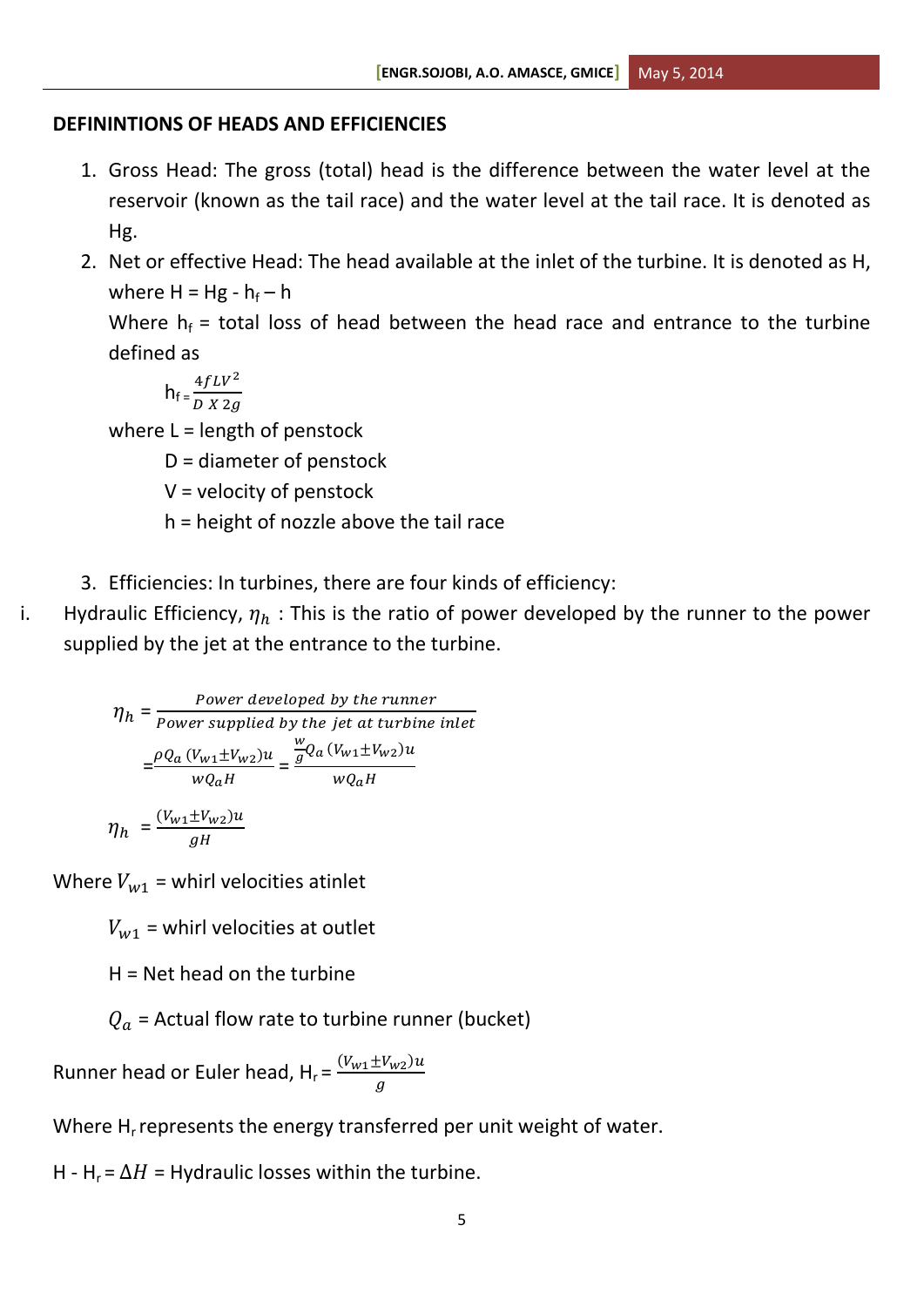**DEFININTIONS OF HEADS AND EFFICIENCIES**

1. Gross Head: The gross (total) head is the difference between the water level at the reservoir (known as the tail race) and the water level at the tail race. It is denoted as Hg.
2. Net or effective Head: The head available at the inlet of the turbine. It is denoted as H, where H = Hg - $h_f$ – h

   Where $h_f$ = total loss of head between the head race and entrance to the turbine defined as

   $$h_f = \frac{4fLV^2}{D \times 2g}$$

   where L = length of penstock

   D = diameter of penstock

   V = velocity of penstock

   h = height of nozzle above the tail race

3. Efficiencies: In turbines, there are four kinds of efficiency:

i. Hydraulic Efficiency, $\eta_h$ : This is the ratio of power developed by the runner to the power supplied by the jet at the entrance to the turbine.

$$\eta_h = \frac{Power\ developed\ by\ the\ runner}{Power\ supplied\ by\ the\ jet\ at\ turbine\ inlet}$$

$$= \frac{\rho Q_a\,(V_{w1} \pm V_{w2})u}{wQ_aH} = \frac{\frac{w}{g}Q_a\,(V_{w1} \pm V_{w2})u}{wQ_aH}$$

$$\eta_h = \frac{(V_{w1} \pm V_{w2})u}{gH}$$

Where $V_{w1}$ = whirl velocities atinlet

$V_{w1}$ = whirl velocities at outlet

H = Net head on the turbine

$Q_a$ = Actual flow rate to turbine runner (bucket)

Runner head or Euler head, $H_r = \frac{(V_{w1} \pm V_{w2})u}{g}$

Where $H_r$ represents the energy transferred per unit weight of water.

H - $H_r$ = $\Delta H$ = Hydraulic losses within the turbine.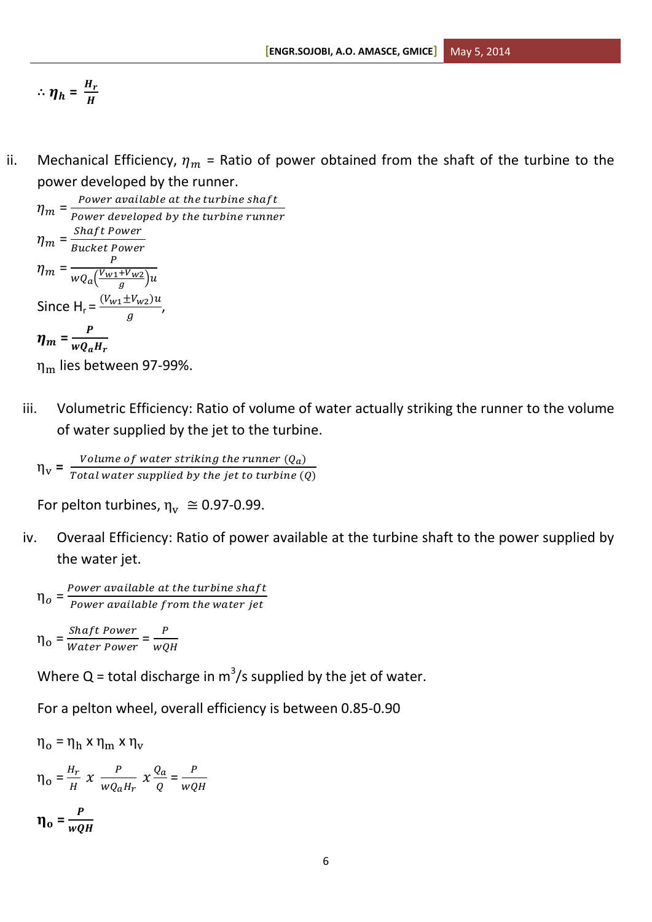$$\therefore \boldsymbol{\eta_h} = \frac{\boldsymbol{H_r}}{\boldsymbol{H}}$$

ii. Mechanical Efficiency, $\eta_m$ = Ratio of power obtained from the shaft of the turbine to the power developed by the runner.

$$\eta_m = \frac{\textit{Power available at the turbine shaft}}{\textit{Power developed by the turbine runner}}$$

$$\eta_m = \frac{\textit{Shaft Power}}{\textit{Bucket Power}}$$

$$\eta_m = \frac{P}{wQ_a\left(\frac{V_{w1}+V_{w2}}{g}\right)u}$$

Since $H_r = \frac{(V_{w1} \pm V_{w2})u}{g}$,

$$\boldsymbol{\eta_m} = \frac{\boldsymbol{P}}{\boldsymbol{wQ_aH_r}}$$

$\eta_m$ lies between 97-99%.

iii. Volumetric Efficiency: Ratio of volume of water actually striking the runner to the volume of water supplied by the jet to the turbine.

$$\eta_v = \frac{\textit{Volume of water striking the runner } (Q_a)}{\textit{Total water supplied by the jet to turbine } (Q)}$$

For pelton turbines, $\eta_v \cong 0.97\text{-}0.99$.

iv. Overaal Efficiency: Ratio of power available at the turbine shaft to the power supplied by the water jet.

$$\eta_o = \frac{\textit{Power available at the turbine shaft}}{\textit{Power available from the water jet}}$$

$$\eta_o = \frac{\textit{Shaft Power}}{\textit{Water Power}} = \frac{P}{wQH}$$

Where Q = total discharge in $m^3/s$ supplied by the jet of water.

For a pelton wheel, overall efficiency is between 0.85-0.90

$$\eta_o = \eta_h \times \eta_m \times \eta_v$$

$$\eta_o = \frac{H_r}{H} \times \frac{P}{wQ_aH_r} \times \frac{Q_a}{Q} = \frac{P}{wQH}$$

$$\boldsymbol{\eta_o} = \frac{\boldsymbol{P}}{\boldsymbol{wQH}}$$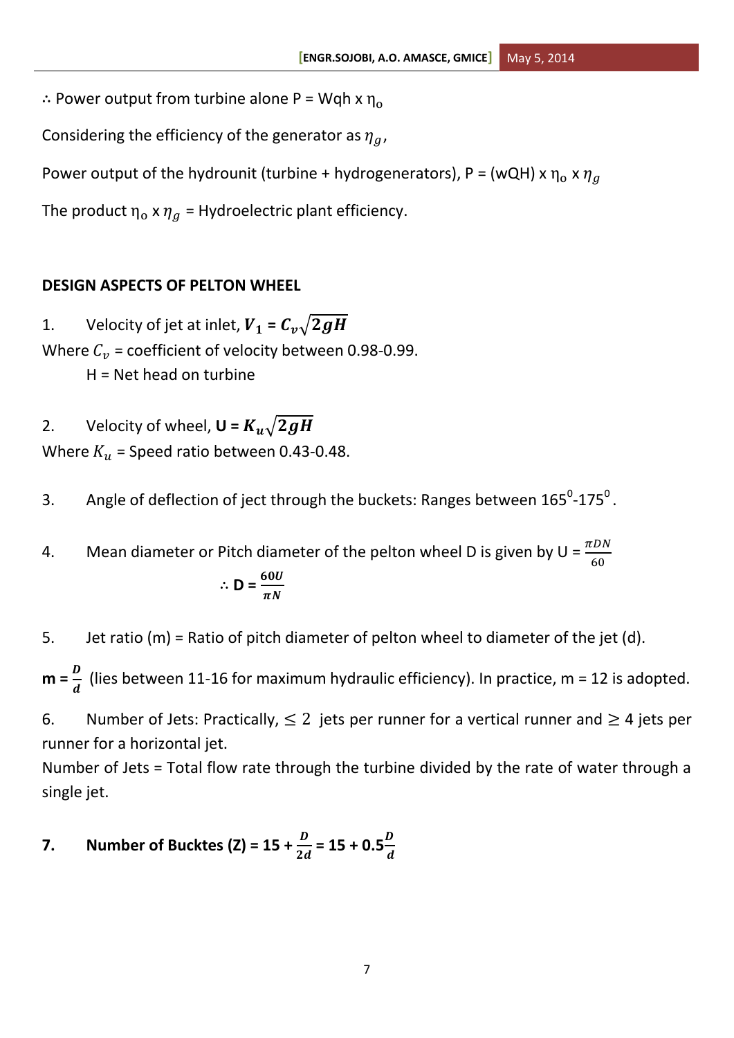∴ Power output from turbine alone P = Wqh x $\eta_o$

Considering the efficiency of the generator as $\eta_g$,

Power output of the hydrounit (turbine + hydrogenerators), P = (wQH) x $\eta_o$ x $\eta_g$

The product $\eta_o$ x $\eta_g$ = Hydroelectric plant efficiency.

**DESIGN ASPECTS OF PELTON WHEEL**

1. Velocity of jet at inlet, $\boldsymbol{V_1 = C_v\sqrt{2gH}}$

Where $C_v$ = coefficient of velocity between 0.98-0.99.
H = Net head on turbine

2. Velocity of wheel, **U** = $\boldsymbol{K_u\sqrt{2gH}}$

Where $K_u$ = Speed ratio between 0.43-0.48.

3. Angle of deflection of ject through the buckets: Ranges between $165^0$-$175^0$.

4. Mean diameter or Pitch diameter of the pelton wheel D is given by U = $\frac{\pi DN}{60}$

$$\therefore \mathbf{D} = \frac{60U}{\pi N}$$

5. Jet ratio (m) = Ratio of pitch diameter of pelton wheel to diameter of the jet (d).

**m** = $\frac{D}{d}$ (lies between 11-16 for maximum hydraulic efficiency). In practice, m = 12 is adopted.

6. Number of Jets: Practically, $\leq 2$ jets per runner for a vertical runner and $\geq 4$ jets per runner for a horizontal jet.

Number of Jets = Total flow rate through the turbine divided by the rate of water through a single jet.

**7. Number of Bucktes (Z) = 15 +** $\frac{D}{2d}$ **= 15 + 0.5**$\frac{D}{d}$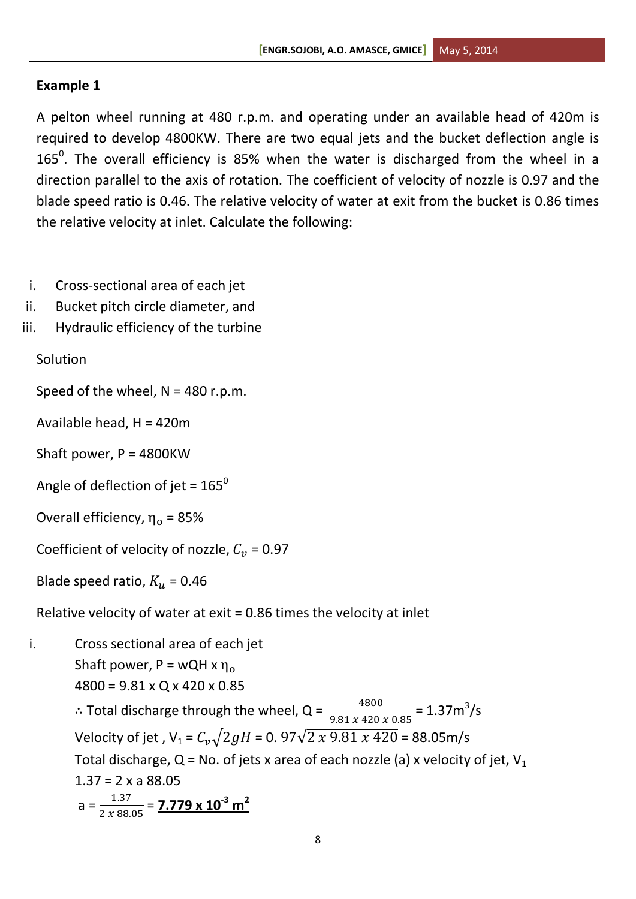**Example 1**

A pelton wheel running at 480 r.p.m. and operating under an available head of 420m is required to develop 4800KW. There are two equal jets and the bucket deflection angle is $165^0$. The overall efficiency is 85% when the water is discharged from the wheel in a direction parallel to the axis of rotation. The coefficient of velocity of nozzle is 0.97 and the blade speed ratio is 0.46. The relative velocity of water at exit from the bucket is 0.86 times the relative velocity at inlet. Calculate the following:

i. Cross-sectional area of each jet
ii. Bucket pitch circle diameter, and
iii. Hydraulic efficiency of the turbine

Solution

Speed of the wheel, N = 480 r.p.m.

Available head, H = 420m

Shaft power, P = 4800KW

Angle of deflection of jet = $165^0$

Overall efficiency, $\eta_o$ = 85%

Coefficient of velocity of nozzle, $C_v$ = 0.97

Blade speed ratio, $K_u$ = 0.46

Relative velocity of water at exit = 0.86 times the velocity at inlet

i. Cross sectional area of each jet

Shaft power, P = wQH x $\eta_o$

4800 = 9.81 x Q x 420 x 0.85

∴ Total discharge through the wheel, Q = $\frac{4800}{9.81 \, x \, 420 \, x \, 0.85}$ = 1.37m$^3$/s

Velocity of jet , $V_1 = C_v\sqrt{2gH}$ = $0.97\sqrt{2 \, x \, 9.81 \, x \, 420}$ = 88.05m/s

Total discharge, Q = No. of jets x area of each nozzle (a) x velocity of jet, $V_1$

1.37 = 2 x a 88.05

a = $\frac{1.37}{2 \, x \, 88.05}$ = **$7.779 \times 10^{-3}$ m$^2$**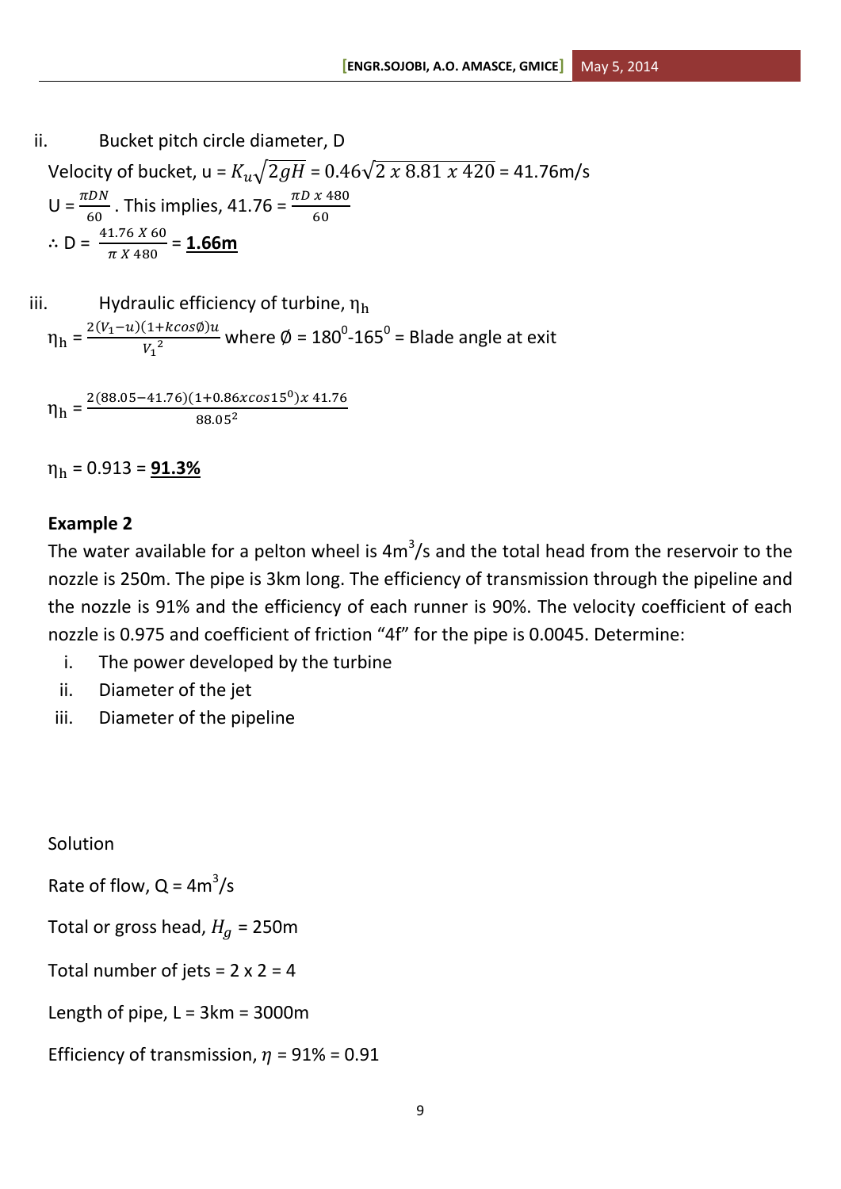ii. Bucket pitch circle diameter, D

Velocity of bucket, u = $K_u\sqrt{2gH}$ = $0.46\sqrt{2 \; x \; 8.81 \; x \; 420}$ = 41.76m/s

U = $\frac{\pi DN}{60}$ . This implies, 41.76 = $\frac{\pi D \; x \; 480}{60}$

∴ D = $\frac{41.76 \; X \; 60}{\pi \; X \; 480}$ = **1.66m**

iii. Hydraulic efficiency of turbine, $\eta_h$

$\eta_h = \frac{2(V_1 - u)(1 + k\cos\emptyset)u}{V_1^2}$ where $\emptyset = 180^0 - 165^0$ = Blade angle at exit

$\eta_h = \frac{2(88.05 - 41.76)(1 + 0.86x\cos 15^0)x \; 41.76}{88.05^2}$

$\eta_h$ = 0.913 = **91.3%**

**Example 2**

The water available for a pelton wheel is 4m$^3$/s and the total head from the reservoir to the nozzle is 250m. The pipe is 3km long. The efficiency of transmission through the pipeline and the nozzle is 91% and the efficiency of each runner is 90%. The velocity coefficient of each nozzle is 0.975 and coefficient of friction "4f" for the pipe is 0.0045. Determine:

i. The power developed by the turbine
ii. Diameter of the jet
iii. Diameter of the pipeline

Solution

Rate of flow, Q = 4m$^3$/s

Total or gross head, $H_g$ = 250m

Total number of jets = 2 x 2 = 4

Length of pipe, L = 3km = 3000m

Efficiency of transmission, $\eta$ = 91% = 0.91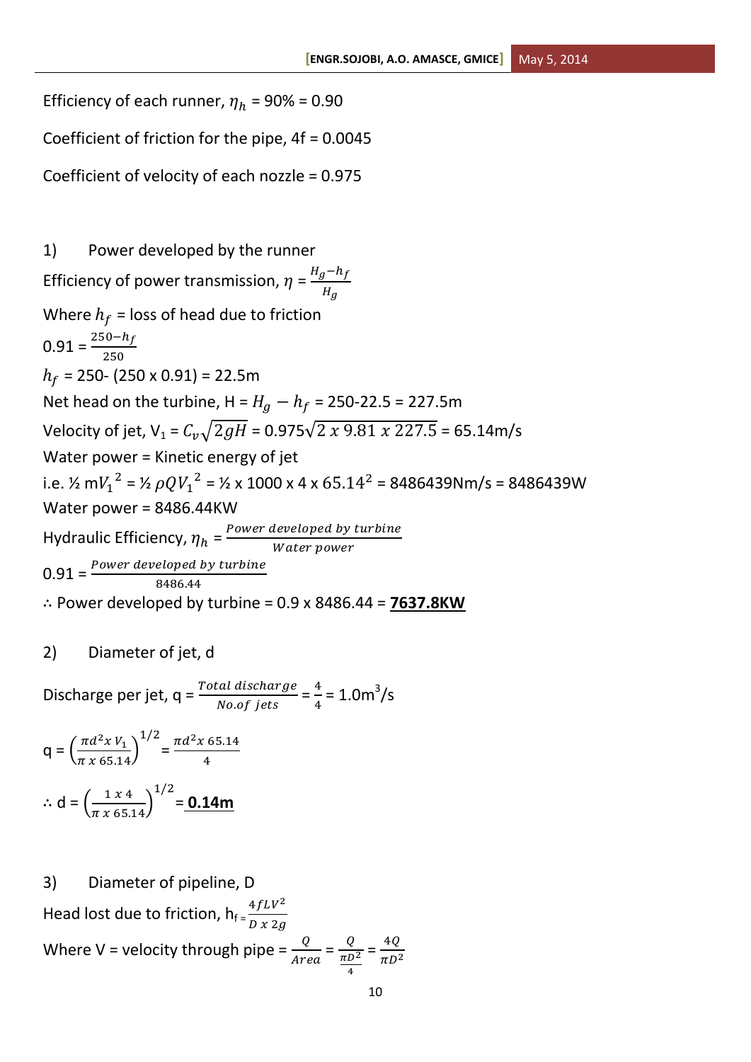Efficiency of each runner, $\eta_h$ = 90% = 0.90

Coefficient of friction for the pipe, 4f = 0.0045

Coefficient of velocity of each nozzle = 0.975

1) Power developed by the runner

Efficiency of power transmission, $\eta = \frac{H_g - h_f}{H_g}$

Where $h_f$ = loss of head due to friction

$0.91 = \frac{250 - h_f}{250}$

$h_f$ = 250- (250 x 0.91) = 22.5m

Net head on the turbine, H = $H_g - h_f$ = 250-22.5 = 227.5m

Velocity of jet, $V_1 = C_v\sqrt{2gH} = 0.975\sqrt{2 \times 9.81 \times 227.5}$ = 65.14m/s

Water power = Kinetic energy of jet

i.e. ½ $mV_1^2$ = ½ $\rho Q V_1^2$ = ½ x 1000 x 4 x $65.14^2$ = 8486439Nm/s = 8486439W

Water power = 8486.44KW

Hydraulic Efficiency, $\eta_h = \frac{Power\ developed\ by\ turbine}{Water\ power}$

$0.91 = \frac{Power\ developed\ by\ turbine}{8486.44}$

∴ Power developed by turbine = 0.9 x 8486.44 = **7637.8KW**

2) Diameter of jet, d

Discharge per jet, q = $\frac{Total\ discharge}{No.of\ jets} = \frac{4}{4}$ = 1.0m$^3$/s

$q = \left(\frac{\pi d^2 x\ V_1}{\pi\ x\ 65.14}\right)^{1/2} = \frac{\pi d^2 x\ 65.14}{4}$

∴ $d = \left(\frac{1\ x\ 4}{\pi\ x\ 65.14}\right)^{1/2}$ = **0.14m**

3) Diameter of pipeline, D

Head lost due to friction, $h_f = \frac{4fLV^2}{D\ x\ 2g}$

Where V = velocity through pipe = $\frac{Q}{Area} = \frac{Q}{\frac{\pi D^2}{4}} = \frac{4Q}{\pi D^2}$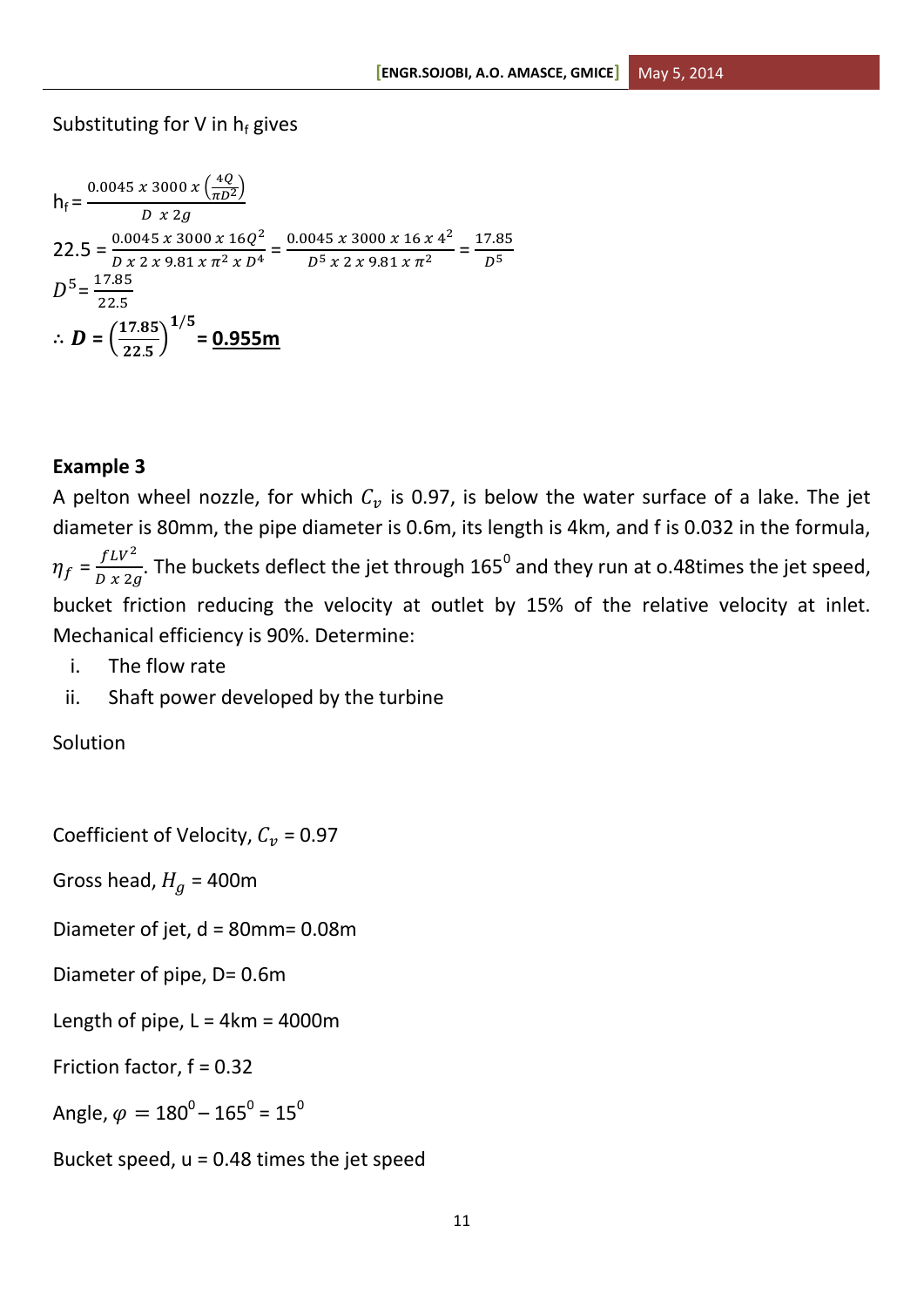Substituting for V in $h_f$ gives

$$h_f = \frac{0.0045 \ x \ 3000 \ x \left(\frac{4Q}{\pi D^2}\right)}{D \ \ x \ 2g}$$

$$22.5 = \frac{0.0045 \ x \ 3000 \ x \ 16Q^2}{D \ x \ 2 \ x \ 9.81 \ x \ \pi^2 \ x \ D^4} = \frac{0.0045 \ x \ 3000 \ x \ 16 \ x \ 4^2}{D^5 \ x \ 2 \ x \ 9.81 \ x \ \pi^2} = \frac{17.85}{D^5}$$

$$D^5 = \frac{17.85}{22.5}$$

$$\therefore \boldsymbol{D} = \left(\frac{\mathbf{17.85}}{\mathbf{22.5}}\right)^{\mathbf{1/5}} = \underline{\mathbf{0.955m}}$$

**Example 3**

A pelton wheel nozzle, for which $C_v$ is 0.97, is below the water surface of a lake. The jet diameter is 80mm, the pipe diameter is 0.6m, its length is 4km, and f is 0.032 in the formula, $\eta_f = \frac{fLV^2}{D \ x \ 2g}$. The buckets deflect the jet through $165^0$ and they run at o.48times the jet speed, bucket friction reducing the velocity at outlet by 15% of the relative velocity at inlet. Mechanical efficiency is 90%. Determine:

i. The flow rate
ii. Shaft power developed by the turbine

Solution

Coefficient of Velocity, $C_v$ = 0.97

Gross head, $H_g$ = 400m

Diameter of jet, d = 80mm= 0.08m

Diameter of pipe, D= 0.6m

Length of pipe, L = 4km = 4000m

Friction factor, f = 0.32

Angle, $\varphi = 180^0 - 165^0 = 15^0$

Bucket speed, u = 0.48 times the jet speed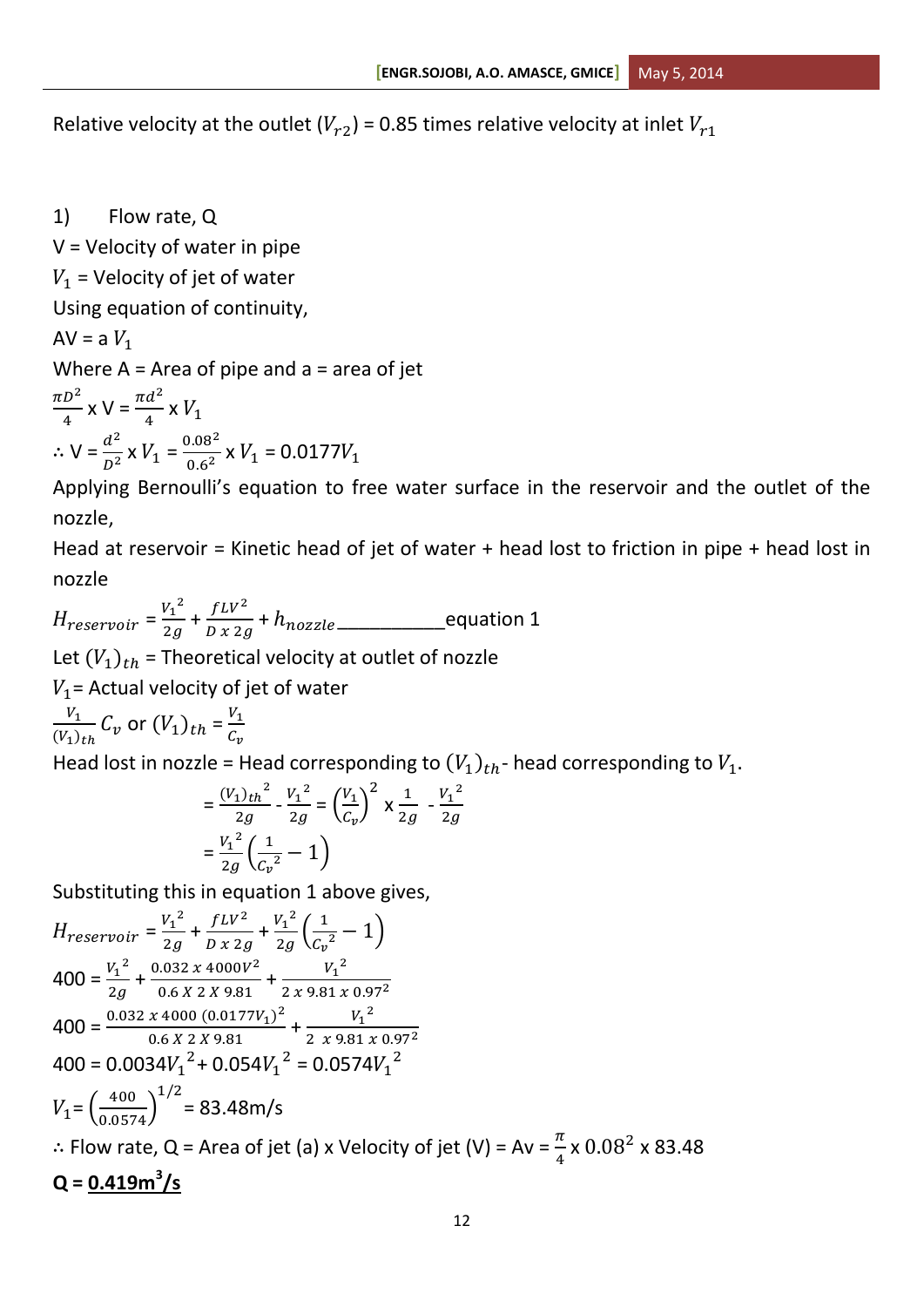Relative velocity at the outlet ($V_{r2}$) = 0.85 times relative velocity at inlet $V_{r1}$

1) Flow rate, Q

V = Velocity of water in pipe

$V_1$ = Velocity of jet of water

Using equation of continuity,

AV = a $V_1$

Where A = Area of pipe and a = area of jet

$\frac{\pi D^2}{4}$ x V = $\frac{\pi d^2}{4}$ x $V_1$

∴ V = $\frac{d^2}{D^2}$ x $V_1$ = $\frac{0.08^2}{0.6^2}$ x $V_1$ = 0.0177$V_1$

Applying Bernoulli's equation to free water surface in the reservoir and the outlet of the nozzle,

Head at reservoir = Kinetic head of jet of water + head lost to friction in pipe + head lost in nozzle

$H_{reservoir} = \frac{V_1^2}{2g} + \frac{fLV^2}{D \text{ x } 2g} + h_{nozzle}$ ___________equation 1

Let $(V_1)_{th}$ = Theoretical velocity at outlet of nozzle

$V_1$= Actual velocity of jet of water

$\frac{V_1}{(V_1)_{th}} C_v$ or $(V_1)_{th} = \frac{V_1}{C_v}$

Head lost in nozzle = Head corresponding to $(V_1)_{th}$- head corresponding to $V_1$.

$$= \frac{{(V_1)_{th}}^2}{2g} - \frac{V_1^2}{2g} = \left(\frac{V_1}{C_v}\right)^2 \text{ x } \frac{1}{2g} - \frac{V_1^2}{2g}$$

$$= \frac{V_1^2}{2g}\left(\frac{1}{C_v^2} - 1\right)$$

Substituting this in equation 1 above gives,

$$H_{reservoir} = \frac{V_1^2}{2g} + \frac{fLV^2}{D \text{ x } 2g} + \frac{V_1^2}{2g}\left(\frac{1}{C_v^2} - 1\right)$$

$$400 = \frac{V_1^2}{2g} + \frac{0.032 \text{ x } 4000V^2}{0.6 \text{ X } 2 \text{ X } 9.81} + \frac{V_1^2}{2 \text{ x } 9.81 \text{ x } 0.97^2}$$

$$400 = \frac{0.032 \text{ x } 4000 \,(0.0177V_1)^2}{0.6 \text{ X } 2 \text{ X } 9.81} + \frac{V_1^2}{2 \text{ x } 9.81 \text{ x } 0.97^2}$$

$$400 = 0.0034V_1^2 + 0.054V_1^2 = 0.0574V_1^2$$

$$V_1 = \left(\frac{400}{0.0574}\right)^{1/2} = 83.48\text{m/s}$$

∴ Flow rate, Q = Area of jet (a) x Velocity of jet (V) = Av = $\frac{\pi}{4}$ x $0.08^2$ x 83.48

**Q = <u>0.419m³/s</u>**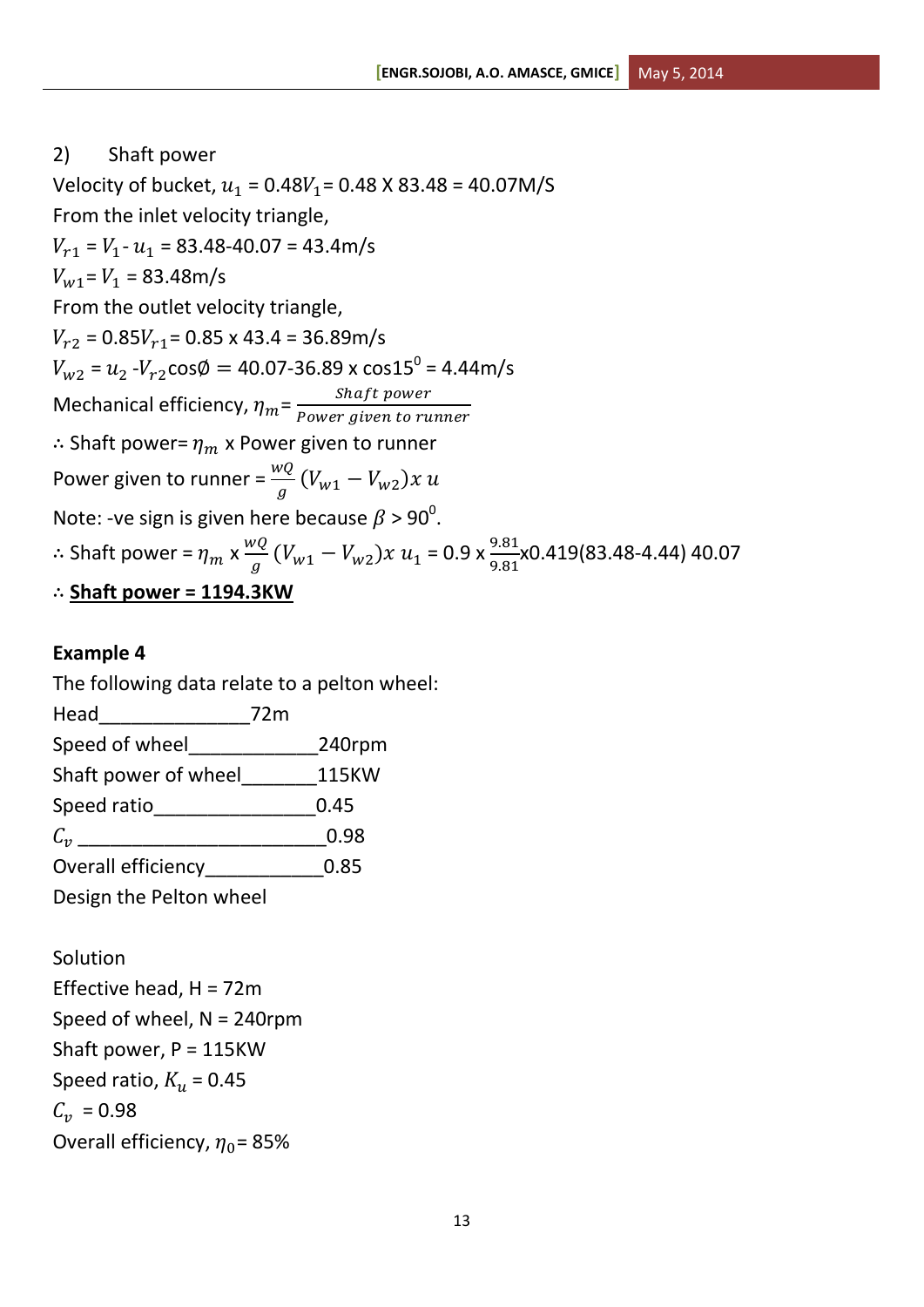2) Shaft power

Velocity of bucket, $u_1$ = 0.48$V_1$ = 0.48 X 83.48 = 40.07M/S

From the inlet velocity triangle,

$V_{r1}$ = $V_1$ - $u_1$ = 83.48-40.07 = 43.4m/s

$V_{w1}$ = $V_1$ = 83.48m/s

From the outlet velocity triangle,

$V_{r2}$ = 0.85$V_{r1}$ = 0.85 x 43.4 = 36.89m/s

$V_{w2}$ = $u_2$ -$V_{r2}\cos\emptyset$ = 40.07-36.89 x cos$15^0$ = 4.44m/s

Mechanical efficiency, $\eta_m = \frac{Shaft\ power}{Power\ given\ to\ runner}$

∴ Shaft power= $\eta_m$ x Power given to runner

Power given to runner = $\frac{wQ}{g}(V_{w1} - V_{w2}) x\, u$

Note: -ve sign is given here because $\beta$ > $90^0$.

∴ Shaft power = $\eta_m$ x $\frac{wQ}{g}(V_{w1} - V_{w2}) x\, u_1$ = 0.9 x $\frac{9.81}{9.81}$x0.419(83.48-4.44) 40.07

∴ **<u>Shaft power = 1194.3KW</u>**

**Example 4**

The following data relate to a pelton wheel:

Head______________72m

Speed of wheel____________240rpm

Shaft power of wheel_______115KW

Speed ratio_______________0.45

$C_v$ _______________________0.98

Overall efficiency___________0.85

Design the Pelton wheel

Solution

Effective head, H = 72m

Speed of wheel, N = 240rpm

Shaft power, P = 115KW

Speed ratio, $K_u$ = 0.45

$C_v$ = 0.98

Overall efficiency, $\eta_0$ = 85%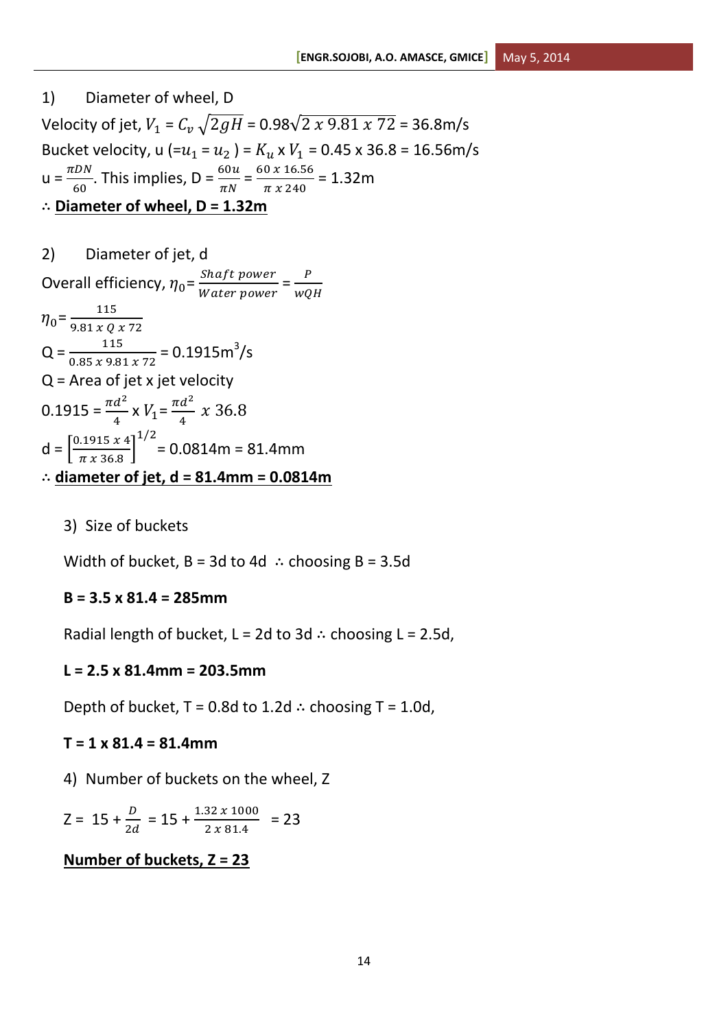1) Diameter of wheel, D

Velocity of jet, $V_1 = C_v\sqrt{2gH}$ = $0.98\sqrt{2 \times 9.81 \times 72}$ = 36.8m/s

Bucket velocity, u ($=u_1 = u_2$) = $K_u$ x $V_1$ = 0.45 x 36.8 = 16.56m/s

u = $\frac{\pi DN}{60}$. This implies, D = $\frac{60u}{\pi N}$ = $\frac{60 \times 16.56}{\pi \times 240}$ = 1.32m

∴ **<u>Diameter of wheel, D = 1.32m</u>**

2) Diameter of jet, d

Overall efficiency, $\eta_0 = \frac{Shaft\ power}{Water\ power} = \frac{P}{wQH}$

$\eta_0 = \frac{115}{9.81 \times Q \times 72}$

Q = $\frac{115}{0.85 \times 9.81 \times 72}$ = 0.1915m$^3$/s

Q = Area of jet x jet velocity

0.1915 = $\frac{\pi d^2}{4}$ x $V_1$ = $\frac{\pi d^2}{4} \times 36.8$

d = $\left[\frac{0.1915 \times 4}{\pi \times 36.8}\right]^{1/2}$ = 0.0814m = 81.4mm

∴ **<u>diameter of jet, d = 81.4mm = 0.0814m</u>**

3) Size of buckets

Width of bucket, B = 3d to 4d ∴ choosing B = 3.5d

**B = 3.5 x 81.4 = 285mm**

Radial length of bucket, L = 2d to 3d ∴ choosing L = 2.5d,

**L = 2.5 x 81.4mm = 203.5mm**

Depth of bucket, T = 0.8d to 1.2d ∴ choosing T = 1.0d,

**T = 1 x 81.4 = 81.4mm**

4) Number of buckets on the wheel, Z

Z = $15 + \frac{D}{2d}$ = $15 + \frac{1.32 \times 1000}{2 \times 81.4}$ = 23

**<u>Number of buckets, Z = 23</u>**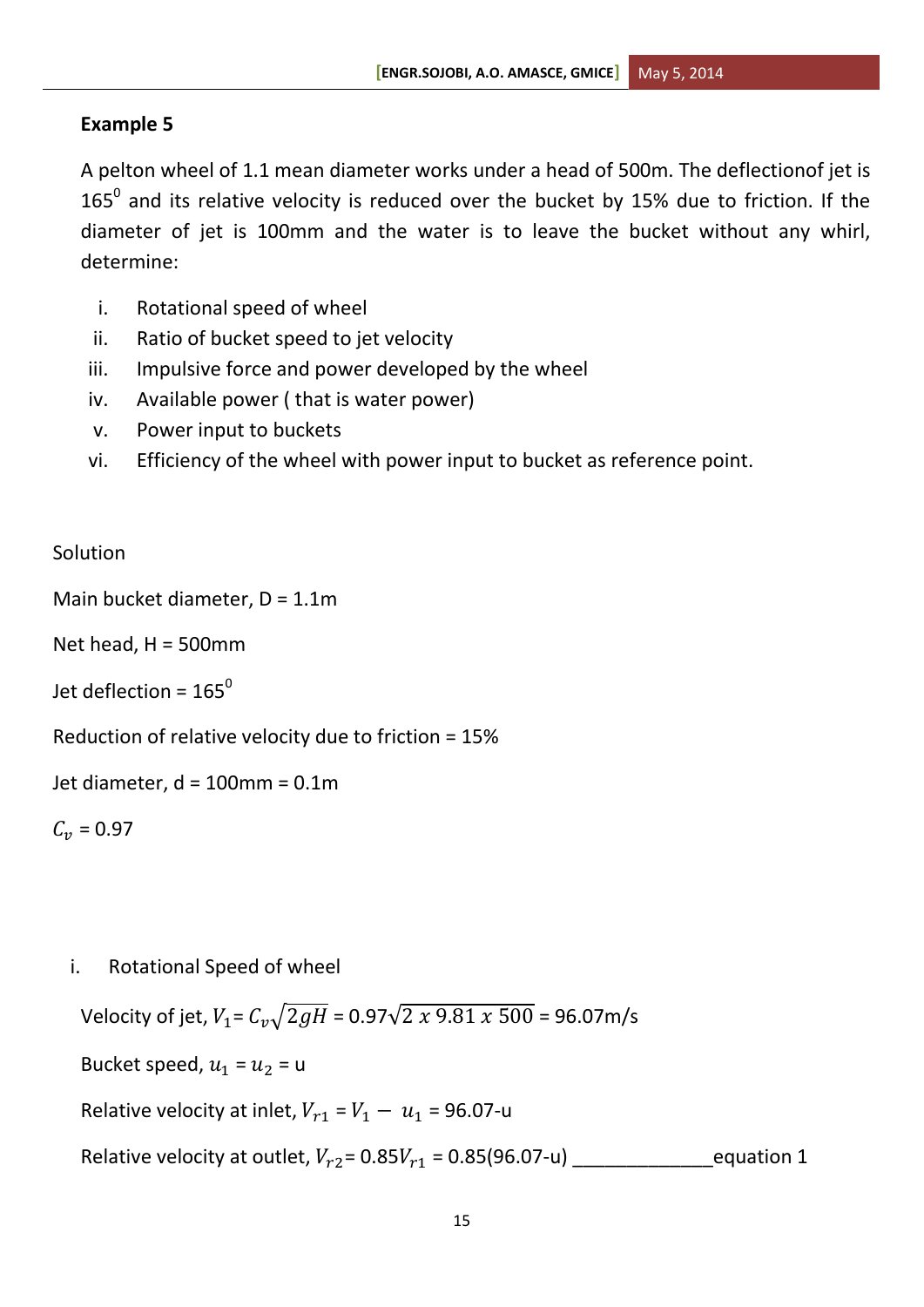**Example 5**

A pelton wheel of 1.1 mean diameter works under a head of 500m. The deflectionof jet is $165^0$ and its relative velocity is reduced over the bucket by 15% due to friction. If the diameter of jet is 100mm and the water is to leave the bucket without any whirl, determine:

i. Rotational speed of wheel
ii. Ratio of bucket speed to jet velocity
iii. Impulsive force and power developed by the wheel
iv. Available power ( that is water power)
v. Power input to buckets
vi. Efficiency of the wheel with power input to bucket as reference point.

Solution

Main bucket diameter, D = 1.1m

Net head, H = 500mm

Jet deflection = $165^0$

Reduction of relative velocity due to friction = 15%

Jet diameter, d = 100mm = 0.1m

$C_v$ = 0.97

i. Rotational Speed of wheel

Velocity of jet, $V_1 = C_v\sqrt{2gH} = 0.97\sqrt{2 \; x \; 9.81 \; x \; 500}$ = 96.07m/s

Bucket speed, $u_1 = u_2$ = u

Relative velocity at inlet, $V_{r1} = V_1 - u_1$ = 96.07-u

Relative velocity at outlet, $V_{r2}$= 0.85$V_{r1}$ = 0.85(96.07-u) _____________equation 1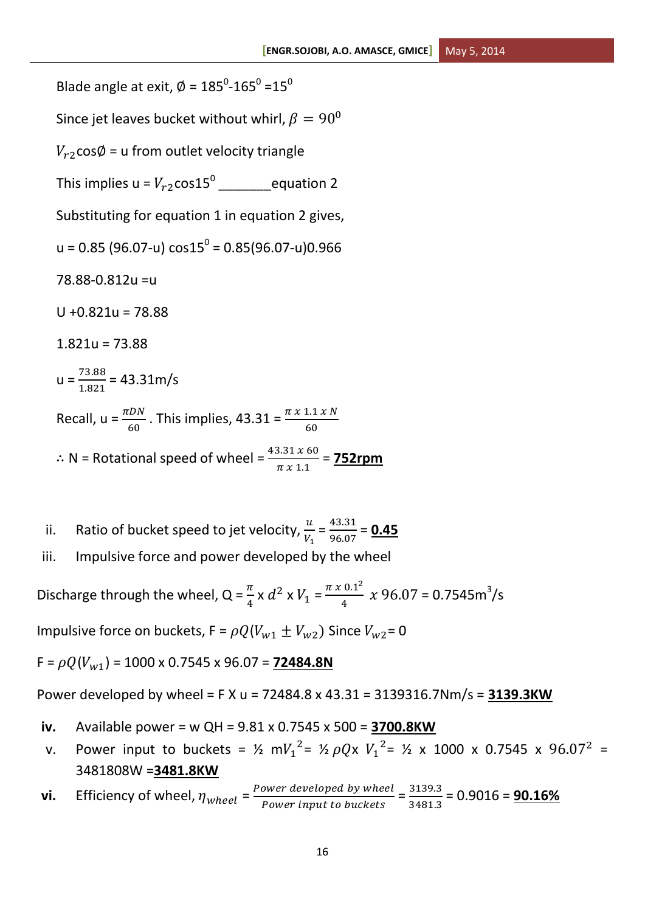Blade angle at exit, $\emptyset$ = $185^0$-$165^0$ =$15^0$

Since jet leaves bucket without whirl, $\beta = 90^0$

$V_{r2}\cos\emptyset$ = u from outlet velocity triangle

This implies u = $V_{r2}\cos15^0$ _______equation 2

Substituting for equation 1 in equation 2 gives,

u = 0.85 (96.07-u) $\cos15^0$ = 0.85(96.07-u)0.966

78.88-0.812u =u

U +0.821u = 78.88

1.821u = 73.88

u = $\frac{73.88}{1.821}$ = 43.31m/s

Recall, u = $\frac{\pi DN}{60}$ . This implies, 43.31 = $\frac{\pi \; x \; 1.1 \; x \; N}{60}$

∴ N = Rotational speed of wheel = $\frac{43.31 \; x \; 60}{\pi \; x \; 1.1}$ = **752rpm**

ii. Ratio of bucket speed to jet velocity, $\frac{u}{V_1}$ = $\frac{43.31}{96.07}$ = **0.45**

iii. Impulsive force and power developed by the wheel

Discharge through the wheel, Q = $\frac{\pi}{4}$ x $d^2$ x $V_1$ = $\frac{\pi \; x \; 0.1^2}{4} \; x \; 96.07$ = 0.7545m$^3$/s

Impulsive force on buckets, F = $\rho Q(V_{w1} \pm V_{w2})$ Since $V_{w2}$= 0

F = $\rho Q(V_{w1})$ = 1000 x 0.7545 x 96.07 = **72484.8N**

Power developed by wheel = F X u = 72484.8 x 43.31 = 3139316.7Nm/s = **3139.3KW**

**iv.** Available power = w QH = 9.81 x 0.7545 x 500 = **3700.8KW**

v. Power input to buckets = ½ m$V_1^2$= ½ $\rho Q$x $V_1^2$= ½ x 1000 x 0.7545 x $96.07^2$ = 3481808W =**3481.8KW**

**vi.** Efficiency of wheel, $\eta_{wheel}$ = $\frac{Power \; developed \; by \; wheel}{Power \; input \; to \; buckets}$ = $\frac{3139.3}{3481.3}$ = 0.9016 = **90.16%**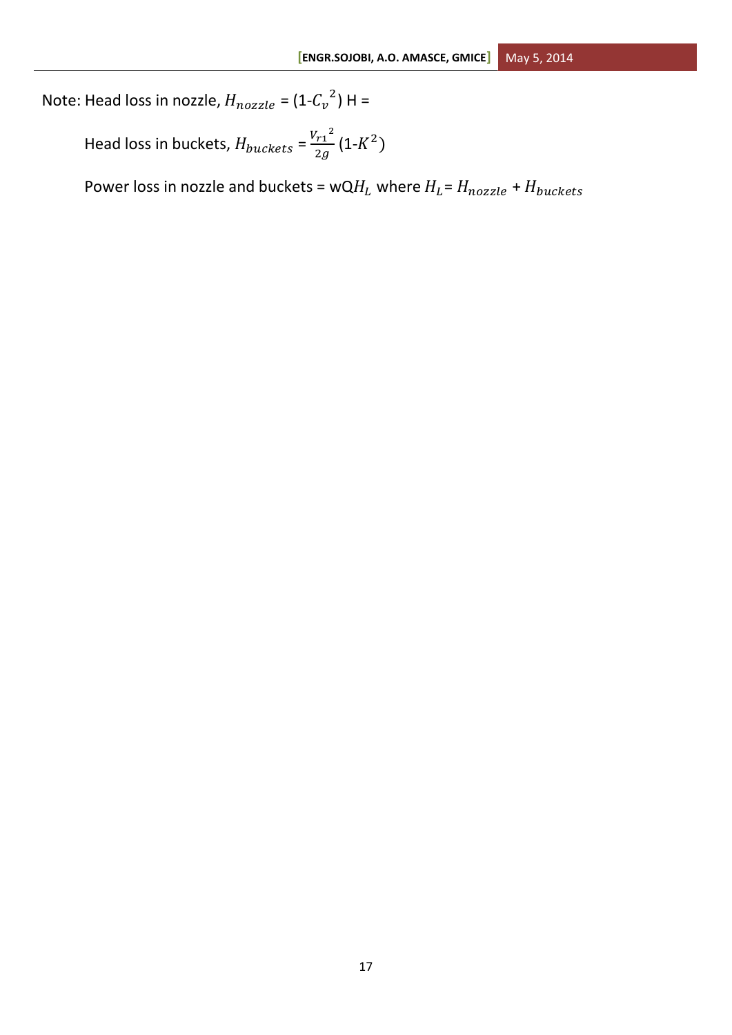Note: Head loss in nozzle, $H_{nozzle}$ = (1-$C_v{}^2$) H =

Head loss in buckets, $H_{buckets}$ = $\frac{V_{r1}{}^2}{2g}$ (1-$K^2$)

Power loss in nozzle and buckets = wQ$H_L$ where $H_L$= $H_{nozzle}$ + $H_{buckets}$